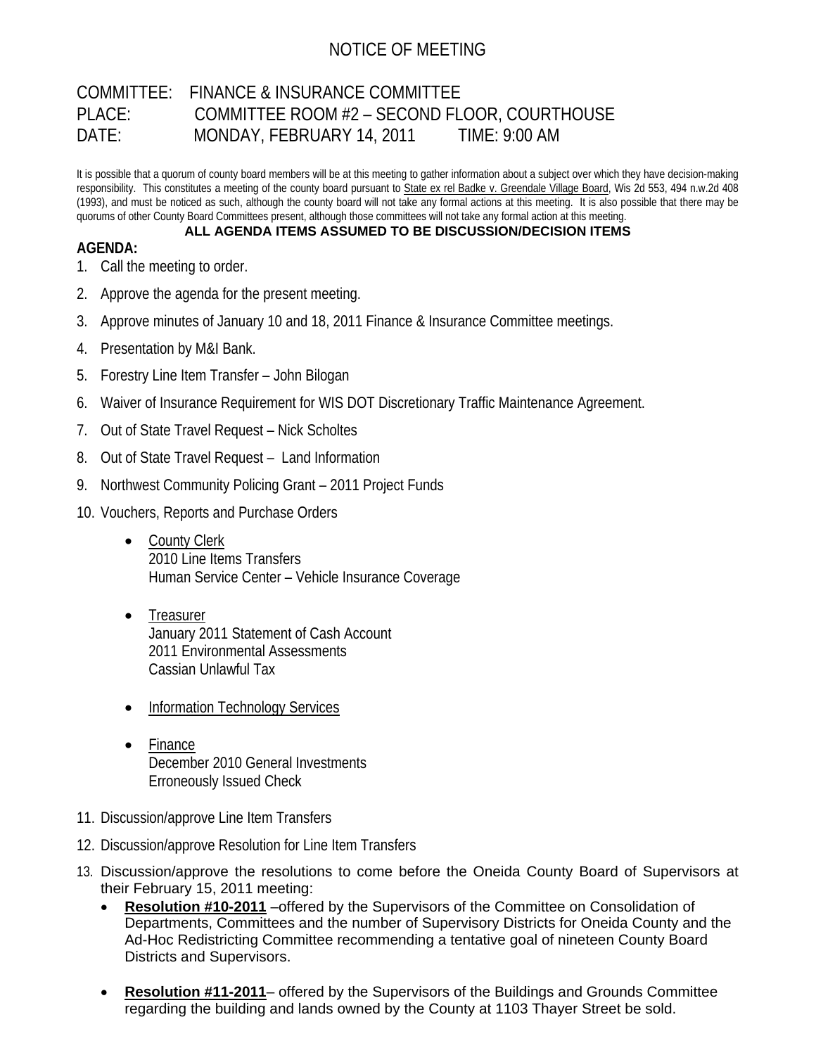# NOTICE OF MEETING

COMMITTEE: FINANCE & INSURANCE COMMITTEE
PLACE: COMMITTEE ROOM #2 – SECOND FLOOR, COURTHOUSE
DATE: MONDAY, FEBRUARY 14, 2011 TIME: 9:00 AM

It is possible that a quorum of county board members will be at this meeting to gather information about a subject over which they have decision-making responsibility. This constitutes a meeting of the county board pursuant to State ex rel Badke v. Greendale Village Board, Wis 2d 553, 494 n.w.2d 408 (1993), and must be noticed as such, although the county board will not take any formal actions at this meeting. It is also possible that there may be quorums of other County Board Committees present, although those committees will not take any formal action at this meeting.

**ALL AGENDA ITEMS ASSUMED TO BE DISCUSSION/DECISION ITEMS**

**AGENDA:**

1. Call the meeting to order.
2. Approve the agenda for the present meeting.
3. Approve minutes of January 10 and 18, 2011 Finance & Insurance Committee meetings.
4. Presentation by M&I Bank.
5. Forestry Line Item Transfer – John Bilogan
6. Waiver of Insurance Requirement for WIS DOT Discretionary Traffic Maintenance Agreement.
7. Out of State Travel Request – Nick Scholtes
8. Out of State Travel Request – Land Information
9. Northwest Community Policing Grant – 2011 Project Funds
10. Vouchers, Reports and Purchase Orders
    - County Clerk
      2010 Line Items Transfers
      Human Service Center – Vehicle Insurance Coverage
    - Treasurer
      January 2011 Statement of Cash Account
      2011 Environmental Assessments
      Cassian Unlawful Tax
    - Information Technology Services
    - Finance
      December 2010 General Investments
      Erroneously Issued Check
11. Discussion/approve Line Item Transfers
12. Discussion/approve Resolution for Line Item Transfers
13. Discussion/approve the resolutions to come before the Oneida County Board of Supervisors at their February 15, 2011 meeting:
    - **Resolution #10-2011** –offered by the Supervisors of the Committee on Consolidation of Departments, Committees and the number of Supervisory Districts for Oneida County and the Ad-Hoc Redistricting Committee recommending a tentative goal of nineteen County Board Districts and Supervisors.
    - **Resolution #11-2011**– offered by the Supervisors of the Buildings and Grounds Committee regarding the building and lands owned by the County at 1103 Thayer Street be sold.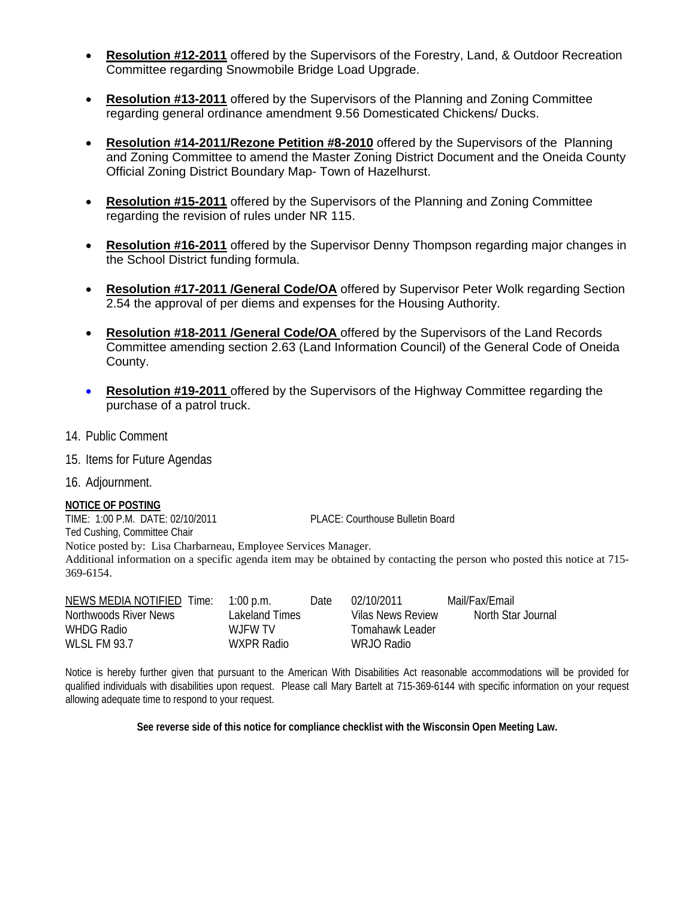- **Resolution #12-2011** offered by the Supervisors of the Forestry, Land, & Outdoor Recreation Committee regarding Snowmobile Bridge Load Upgrade.

- **Resolution #13-2011** offered by the Supervisors of the Planning and Zoning Committee regarding general ordinance amendment 9.56 Domesticated Chickens/ Ducks.

- **Resolution #14-2011/Rezone Petition #8-2010** offered by the Supervisors of the Planning and Zoning Committee to amend the Master Zoning District Document and the Oneida County Official Zoning District Boundary Map- Town of Hazelhurst.

- **Resolution #15-2011** offered by the Supervisors of the Planning and Zoning Committee regarding the revision of rules under NR 115.

- **Resolution #16-2011** offered by the Supervisor Denny Thompson regarding major changes in the School District funding formula.

- **Resolution #17-2011 /General Code/OA** offered by Supervisor Peter Wolk regarding Section 2.54 the approval of per diems and expenses for the Housing Authority.

- **Resolution #18-2011 /General Code/OA** offered by the Supervisors of the Land Records Committee amending section 2.63 (Land Information Council) of the General Code of Oneida County.

- **Resolution #19-2011** offered by the Supervisors of the Highway Committee regarding the purchase of a patrol truck.

14. Public Comment
15. Items for Future Agendas
16. Adjournment.

**NOTICE OF POSTING**

TIME: 1:00 P.M. DATE: 02/10/2011 PLACE: Courthouse Bulletin Board

Ted Cushing, Committee Chair

Notice posted by: Lisa Charbarneau, Employee Services Manager.

Additional information on a specific agenda item may be obtained by contacting the person who posted this notice at 715-369-6154.

| NEWS MEDIA NOTIFIED Time: | 1:00 p.m. | Date 02/10/2011 | Mail/Fax/Email |
|---|---|---|---|
| Northwoods River News | Lakeland Times | Vilas News Review | North Star Journal |
| WHDG Radio | WJFW TV | Tomahawk Leader | |
| WLSL FM 93.7 | WXPR Radio | WRJO Radio | |

Notice is hereby further given that pursuant to the American With Disabilities Act reasonable accommodations will be provided for qualified individuals with disabilities upon request. Please call Mary Bartelt at 715-369-6144 with specific information on your request allowing adequate time to respond to your request.

**See reverse side of this notice for compliance checklist with the Wisconsin Open Meeting Law.**